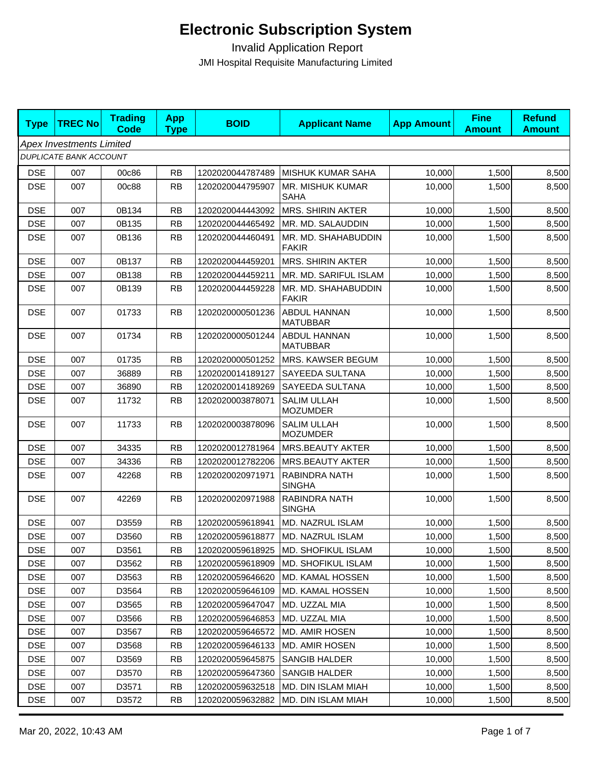# Electronic Subscription System

Invalid Application Report

JMI Hospital Requisite Manufacturing Limited

| Type | TREC No | Trading Code | App Type | BOID | Applicant Name | App Amount | Fine Amount | Refund Amount |
|---|---|---|---|---|---|---|---|---|
| *Apex Investments Limited* | | | | | | | | |
| *DUPLICATE BANK ACCOUNT* | | | | | | | | |
| DSE | 007 | 00c86 | RB | 1202020044787489 | MISHUK KUMAR SAHA | 10,000 | 1,500 | 8,500 |
| DSE | 007 | 00c88 | RB | 1202020044795907 | MR. MISHUK KUMAR SAHA | 10,000 | 1,500 | 8,500 |
| DSE | 007 | 0B134 | RB | 1202020044443092 | MRS. SHIRIN AKTER | 10,000 | 1,500 | 8,500 |
| DSE | 007 | 0B135 | RB | 1202020044465492 | MR. MD. SALAUDDIN | 10,000 | 1,500 | 8,500 |
| DSE | 007 | 0B136 | RB | 1202020044460491 | MR. MD. SHAHABUDDIN FAKIR | 10,000 | 1,500 | 8,500 |
| DSE | 007 | 0B137 | RB | 1202020044459201 | MRS. SHIRIN AKTER | 10,000 | 1,500 | 8,500 |
| DSE | 007 | 0B138 | RB | 1202020044459211 | MR. MD. SARIFUL ISLAM | 10,000 | 1,500 | 8,500 |
| DSE | 007 | 0B139 | RB | 1202020044459228 | MR. MD. SHAHABUDDIN FAKIR | 10,000 | 1,500 | 8,500 |
| DSE | 007 | 01733 | RB | 1202020000501236 | ABDUL HANNAN MATUBBAR | 10,000 | 1,500 | 8,500 |
| DSE | 007 | 01734 | RB | 1202020000501244 | ABDUL HANNAN MATUBBAR | 10,000 | 1,500 | 8,500 |
| DSE | 007 | 01735 | RB | 1202020000501252 | MRS. KAWSER BEGUM | 10,000 | 1,500 | 8,500 |
| DSE | 007 | 36889 | RB | 1202020014189127 | SAYEEDA SULTANA | 10,000 | 1,500 | 8,500 |
| DSE | 007 | 36890 | RB | 1202020014189269 | SAYEEDA SULTANA | 10,000 | 1,500 | 8,500 |
| DSE | 007 | 11732 | RB | 1202020003878071 | SALIM ULLAH MOZUMDER | 10,000 | 1,500 | 8,500 |
| DSE | 007 | 11733 | RB | 1202020003878096 | SALIM ULLAH MOZUMDER | 10,000 | 1,500 | 8,500 |
| DSE | 007 | 34335 | RB | 1202020012781964 | MRS.BEAUTY AKTER | 10,000 | 1,500 | 8,500 |
| DSE | 007 | 34336 | RB | 1202020012782206 | MRS.BEAUTY AKTER | 10,000 | 1,500 | 8,500 |
| DSE | 007 | 42268 | RB | 1202020020971971 | RABINDRA NATH SINGHA | 10,000 | 1,500 | 8,500 |
| DSE | 007 | 42269 | RB | 1202020020971988 | RABINDRA NATH SINGHA | 10,000 | 1,500 | 8,500 |
| DSE | 007 | D3559 | RB | 1202020059618941 | MD. NAZRUL ISLAM | 10,000 | 1,500 | 8,500 |
| DSE | 007 | D3560 | RB | 1202020059618877 | MD. NAZRUL ISLAM | 10,000 | 1,500 | 8,500 |
| DSE | 007 | D3561 | RB | 1202020059618925 | MD. SHOFIKUL ISLAM | 10,000 | 1,500 | 8,500 |
| DSE | 007 | D3562 | RB | 1202020059618909 | MD. SHOFIKUL ISLAM | 10,000 | 1,500 | 8,500 |
| DSE | 007 | D3563 | RB | 1202020059646620 | MD. KAMAL HOSSEN | 10,000 | 1,500 | 8,500 |
| DSE | 007 | D3564 | RB | 1202020059646109 | MD. KAMAL HOSSEN | 10,000 | 1,500 | 8,500 |
| DSE | 007 | D3565 | RB | 1202020059647047 | MD. UZZAL MIA | 10,000 | 1,500 | 8,500 |
| DSE | 007 | D3566 | RB | 1202020059646853 | MD. UZZAL MIA | 10,000 | 1,500 | 8,500 |
| DSE | 007 | D3567 | RB | 1202020059646572 | MD. AMIR HOSEN | 10,000 | 1,500 | 8,500 |
| DSE | 007 | D3568 | RB | 1202020059646133 | MD. AMIR HOSEN | 10,000 | 1,500 | 8,500 |
| DSE | 007 | D3569 | RB | 1202020059645875 | SANGIB HALDER | 10,000 | 1,500 | 8,500 |
| DSE | 007 | D3570 | RB | 1202020059647360 | SANGIB HALDER | 10,000 | 1,500 | 8,500 |
| DSE | 007 | D3571 | RB | 1202020059632518 | MD. DIN ISLAM MIAH | 10,000 | 1,500 | 8,500 |
| DSE | 007 | D3572 | RB | 1202020059632882 | MD. DIN ISLAM MIAH | 10,000 | 1,500 | 8,500 |

Mar 20, 2022, 10:43 AM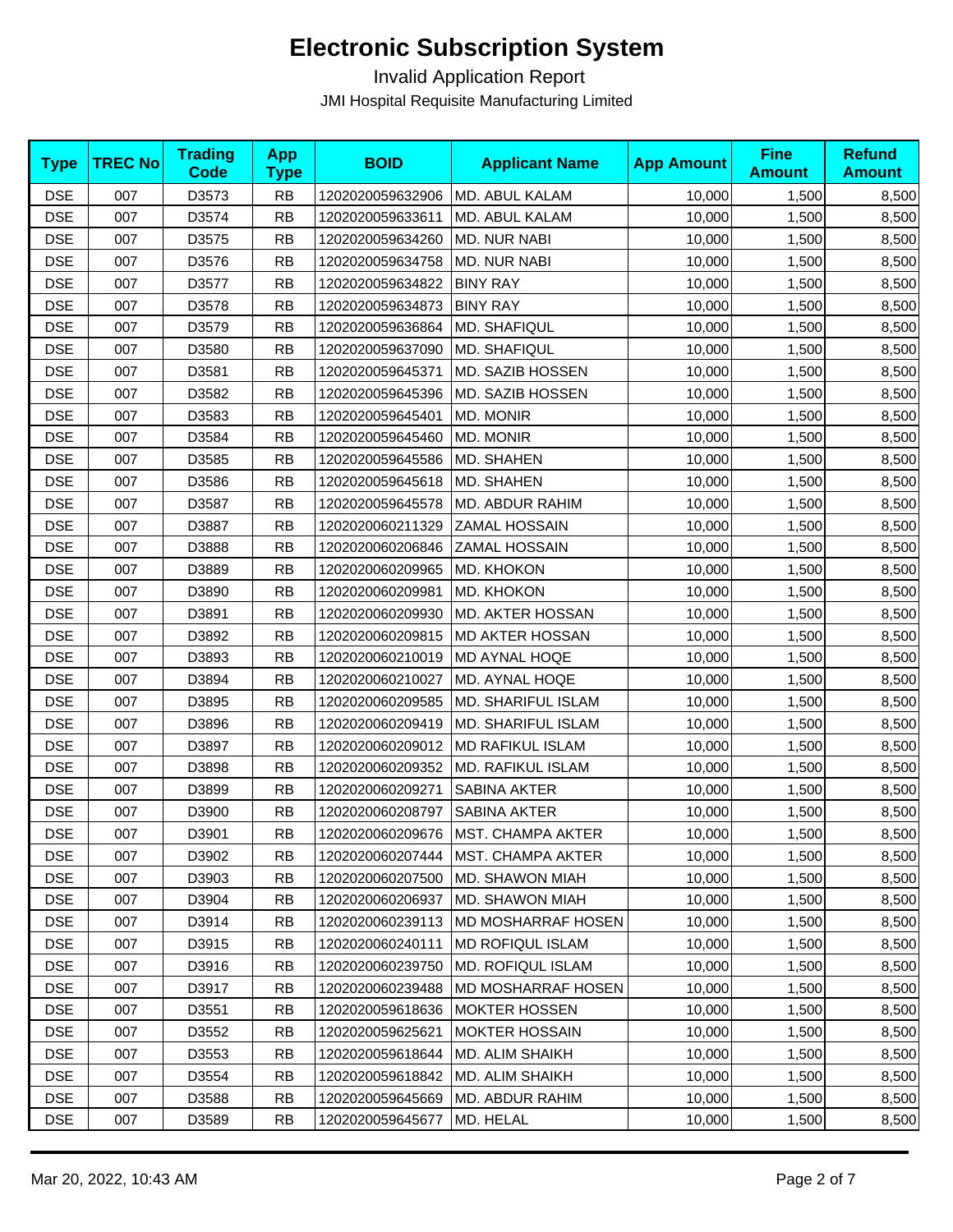# Electronic Subscription System

Invalid Application Report

JMI Hospital Requisite Manufacturing Limited

| Type | TREC No | Trading Code | App Type | BOID | Applicant Name | App Amount | Fine Amount | Refund Amount |
|---|---|---|---|---|---|---|---|---|
| DSE | 007 | D3573 | RB | 1202020059632906 | MD. ABUL KALAM | 10,000 | 1,500 | 8,500 |
| DSE | 007 | D3574 | RB | 1202020059633611 | MD. ABUL KALAM | 10,000 | 1,500 | 8,500 |
| DSE | 007 | D3575 | RB | 1202020059634260 | MD. NUR NABI | 10,000 | 1,500 | 8,500 |
| DSE | 007 | D3576 | RB | 1202020059634758 | MD. NUR NABI | 10,000 | 1,500 | 8,500 |
| DSE | 007 | D3577 | RB | 1202020059634822 | BINY RAY | 10,000 | 1,500 | 8,500 |
| DSE | 007 | D3578 | RB | 1202020059634873 | BINY RAY | 10,000 | 1,500 | 8,500 |
| DSE | 007 | D3579 | RB | 1202020059636864 | MD. SHAFIQUL | 10,000 | 1,500 | 8,500 |
| DSE | 007 | D3580 | RB | 1202020059637090 | MD. SHAFIQUL | 10,000 | 1,500 | 8,500 |
| DSE | 007 | D3581 | RB | 1202020059645371 | MD. SAZIB HOSSEN | 10,000 | 1,500 | 8,500 |
| DSE | 007 | D3582 | RB | 1202020059645396 | MD. SAZIB HOSSEN | 10,000 | 1,500 | 8,500 |
| DSE | 007 | D3583 | RB | 1202020059645401 | MD. MONIR | 10,000 | 1,500 | 8,500 |
| DSE | 007 | D3584 | RB | 1202020059645460 | MD. MONIR | 10,000 | 1,500 | 8,500 |
| DSE | 007 | D3585 | RB | 1202020059645586 | MD. SHAHEN | 10,000 | 1,500 | 8,500 |
| DSE | 007 | D3586 | RB | 1202020059645618 | MD. SHAHEN | 10,000 | 1,500 | 8,500 |
| DSE | 007 | D3587 | RB | 1202020059645578 | MD. ABDUR RAHIM | 10,000 | 1,500 | 8,500 |
| DSE | 007 | D3887 | RB | 1202020060211329 | ZAMAL HOSSAIN | 10,000 | 1,500 | 8,500 |
| DSE | 007 | D3888 | RB | 1202020060206846 | ZAMAL HOSSAIN | 10,000 | 1,500 | 8,500 |
| DSE | 007 | D3889 | RB | 1202020060209965 | MD. KHOKON | 10,000 | 1,500 | 8,500 |
| DSE | 007 | D3890 | RB | 1202020060209981 | MD. KHOKON | 10,000 | 1,500 | 8,500 |
| DSE | 007 | D3891 | RB | 1202020060209930 | MD. AKTER HOSSAN | 10,000 | 1,500 | 8,500 |
| DSE | 007 | D3892 | RB | 1202020060209815 | MD AKTER HOSSAN | 10,000 | 1,500 | 8,500 |
| DSE | 007 | D3893 | RB | 1202020060210019 | MD AYNAL HOQE | 10,000 | 1,500 | 8,500 |
| DSE | 007 | D3894 | RB | 1202020060210027 | MD. AYNAL HOQE | 10,000 | 1,500 | 8,500 |
| DSE | 007 | D3895 | RB | 1202020060209585 | MD. SHARIFUL ISLAM | 10,000 | 1,500 | 8,500 |
| DSE | 007 | D3896 | RB | 1202020060209419 | MD. SHARIFUL ISLAM | 10,000 | 1,500 | 8,500 |
| DSE | 007 | D3897 | RB | 1202020060209012 | MD RAFIKUL ISLAM | 10,000 | 1,500 | 8,500 |
| DSE | 007 | D3898 | RB | 1202020060209352 | MD. RAFIKUL ISLAM | 10,000 | 1,500 | 8,500 |
| DSE | 007 | D3899 | RB | 1202020060209271 | SABINA AKTER | 10,000 | 1,500 | 8,500 |
| DSE | 007 | D3900 | RB | 1202020060208797 | SABINA AKTER | 10,000 | 1,500 | 8,500 |
| DSE | 007 | D3901 | RB | 1202020060209676 | MST. CHAMPA AKTER | 10,000 | 1,500 | 8,500 |
| DSE | 007 | D3902 | RB | 1202020060207444 | MST. CHAMPA AKTER | 10,000 | 1,500 | 8,500 |
| DSE | 007 | D3903 | RB | 1202020060207500 | MD. SHAWON MIAH | 10,000 | 1,500 | 8,500 |
| DSE | 007 | D3904 | RB | 1202020060206937 | MD. SHAWON MIAH | 10,000 | 1,500 | 8,500 |
| DSE | 007 | D3914 | RB | 1202020060239113 | MD MOSHARRAF HOSEN | 10,000 | 1,500 | 8,500 |
| DSE | 007 | D3915 | RB | 1202020060240111 | MD ROFIQUL ISLAM | 10,000 | 1,500 | 8,500 |
| DSE | 007 | D3916 | RB | 1202020060239750 | MD. ROFIQUL ISLAM | 10,000 | 1,500 | 8,500 |
| DSE | 007 | D3917 | RB | 1202020060239488 | MD MOSHARRAF HOSEN | 10,000 | 1,500 | 8,500 |
| DSE | 007 | D3551 | RB | 1202020059618636 | MOKTER HOSSEN | 10,000 | 1,500 | 8,500 |
| DSE | 007 | D3552 | RB | 1202020059625621 | MOKTER HOSSAIN | 10,000 | 1,500 | 8,500 |
| DSE | 007 | D3553 | RB | 1202020059618644 | MD. ALIM SHAIKH | 10,000 | 1,500 | 8,500 |
| DSE | 007 | D3554 | RB | 1202020059618842 | MD. ALIM SHAIKH | 10,000 | 1,500 | 8,500 |
| DSE | 007 | D3588 | RB | 1202020059645669 | MD. ABDUR RAHIM | 10,000 | 1,500 | 8,500 |
| DSE | 007 | D3589 | RB | 1202020059645677 | MD. HELAL | 10,000 | 1,500 | 8,500 |

Mar 20, 2022, 10:43 AM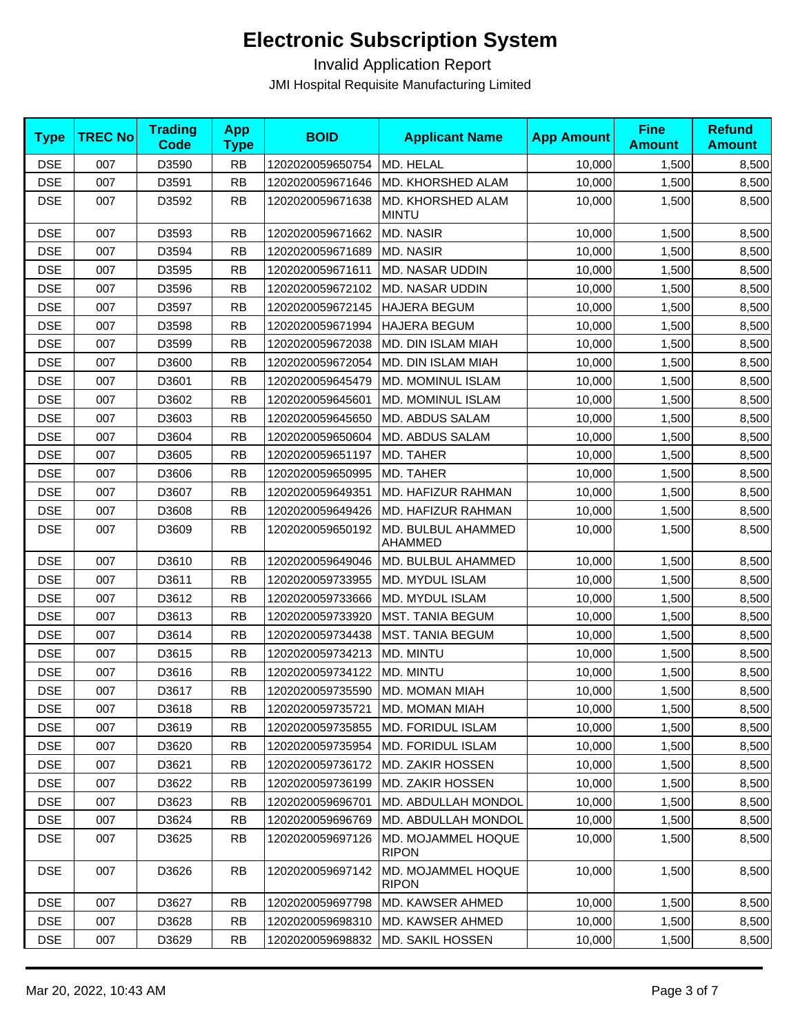# Electronic Subscription System

Invalid Application Report

JMI Hospital Requisite Manufacturing Limited

| Type | TREC No | Trading Code | App Type | BOID | Applicant Name | App Amount | Fine Amount | Refund Amount |
|---|---|---|---|---|---|---|---|---|
| DSE | 007 | D3590 | RB | 1202020059650754 | MD. HELAL | 10,000 | 1,500 | 8,500 |
| DSE | 007 | D3591 | RB | 1202020059671646 | MD. KHORSHED ALAM | 10,000 | 1,500 | 8,500 |
| DSE | 007 | D3592 | RB | 1202020059671638 | MD. KHORSHED ALAM MINTU | 10,000 | 1,500 | 8,500 |
| DSE | 007 | D3593 | RB | 1202020059671662 | MD. NASIR | 10,000 | 1,500 | 8,500 |
| DSE | 007 | D3594 | RB | 1202020059671689 | MD. NASIR | 10,000 | 1,500 | 8,500 |
| DSE | 007 | D3595 | RB | 1202020059671611 | MD. NASAR UDDIN | 10,000 | 1,500 | 8,500 |
| DSE | 007 | D3596 | RB | 1202020059672102 | MD. NASAR UDDIN | 10,000 | 1,500 | 8,500 |
| DSE | 007 | D3597 | RB | 1202020059672145 | HAJERA BEGUM | 10,000 | 1,500 | 8,500 |
| DSE | 007 | D3598 | RB | 1202020059671994 | HAJERA BEGUM | 10,000 | 1,500 | 8,500 |
| DSE | 007 | D3599 | RB | 1202020059672038 | MD. DIN ISLAM MIAH | 10,000 | 1,500 | 8,500 |
| DSE | 007 | D3600 | RB | 1202020059672054 | MD. DIN ISLAM MIAH | 10,000 | 1,500 | 8,500 |
| DSE | 007 | D3601 | RB | 1202020059645479 | MD. MOMINUL ISLAM | 10,000 | 1,500 | 8,500 |
| DSE | 007 | D3602 | RB | 1202020059645601 | MD. MOMINUL ISLAM | 10,000 | 1,500 | 8,500 |
| DSE | 007 | D3603 | RB | 1202020059645650 | MD. ABDUS SALAM | 10,000 | 1,500 | 8,500 |
| DSE | 007 | D3604 | RB | 1202020059650604 | MD. ABDUS SALAM | 10,000 | 1,500 | 8,500 |
| DSE | 007 | D3605 | RB | 1202020059651197 | MD. TAHER | 10,000 | 1,500 | 8,500 |
| DSE | 007 | D3606 | RB | 1202020059650995 | MD. TAHER | 10,000 | 1,500 | 8,500 |
| DSE | 007 | D3607 | RB | 1202020059649351 | MD. HAFIZUR RAHMAN | 10,000 | 1,500 | 8,500 |
| DSE | 007 | D3608 | RB | 1202020059649426 | MD. HAFIZUR RAHMAN | 10,000 | 1,500 | 8,500 |
| DSE | 007 | D3609 | RB | 1202020059650192 | MD. BULBUL AHAMMED AHAMMED | 10,000 | 1,500 | 8,500 |
| DSE | 007 | D3610 | RB | 1202020059649046 | MD. BULBUL AHAMMED | 10,000 | 1,500 | 8,500 |
| DSE | 007 | D3611 | RB | 1202020059733955 | MD. MYDUL ISLAM | 10,000 | 1,500 | 8,500 |
| DSE | 007 | D3612 | RB | 1202020059733666 | MD. MYDUL ISLAM | 10,000 | 1,500 | 8,500 |
| DSE | 007 | D3613 | RB | 1202020059733920 | MST. TANIA BEGUM | 10,000 | 1,500 | 8,500 |
| DSE | 007 | D3614 | RB | 1202020059734438 | MST. TANIA BEGUM | 10,000 | 1,500 | 8,500 |
| DSE | 007 | D3615 | RB | 1202020059734213 | MD. MINTU | 10,000 | 1,500 | 8,500 |
| DSE | 007 | D3616 | RB | 1202020059734122 | MD. MINTU | 10,000 | 1,500 | 8,500 |
| DSE | 007 | D3617 | RB | 1202020059735590 | MD. MOMAN MIAH | 10,000 | 1,500 | 8,500 |
| DSE | 007 | D3618 | RB | 1202020059735721 | MD. MOMAN MIAH | 10,000 | 1,500 | 8,500 |
| DSE | 007 | D3619 | RB | 1202020059735855 | MD. FORIDUL ISLAM | 10,000 | 1,500 | 8,500 |
| DSE | 007 | D3620 | RB | 1202020059735954 | MD. FORIDUL ISLAM | 10,000 | 1,500 | 8,500 |
| DSE | 007 | D3621 | RB | 1202020059736172 | MD. ZAKIR HOSSEN | 10,000 | 1,500 | 8,500 |
| DSE | 007 | D3622 | RB | 1202020059736199 | MD. ZAKIR HOSSEN | 10,000 | 1,500 | 8,500 |
| DSE | 007 | D3623 | RB | 1202020059696701 | MD. ABDULLAH MONDOL | 10,000 | 1,500 | 8,500 |
| DSE | 007 | D3624 | RB | 1202020059696769 | MD. ABDULLAH MONDOL | 10,000 | 1,500 | 8,500 |
| DSE | 007 | D3625 | RB | 1202020059697126 | MD. MOJAMMEL HOQUE RIPON | 10,000 | 1,500 | 8,500 |
| DSE | 007 | D3626 | RB | 1202020059697142 | MD. MOJAMMEL HOQUE RIPON | 10,000 | 1,500 | 8,500 |
| DSE | 007 | D3627 | RB | 1202020059697798 | MD. KAWSER AHMED | 10,000 | 1,500 | 8,500 |
| DSE | 007 | D3628 | RB | 1202020059698310 | MD. KAWSER AHMED | 10,000 | 1,500 | 8,500 |
| DSE | 007 | D3629 | RB | 1202020059698832 | MD. SAKIL HOSSEN | 10,000 | 1,500 | 8,500 |

Mar 20, 2022, 10:43 AM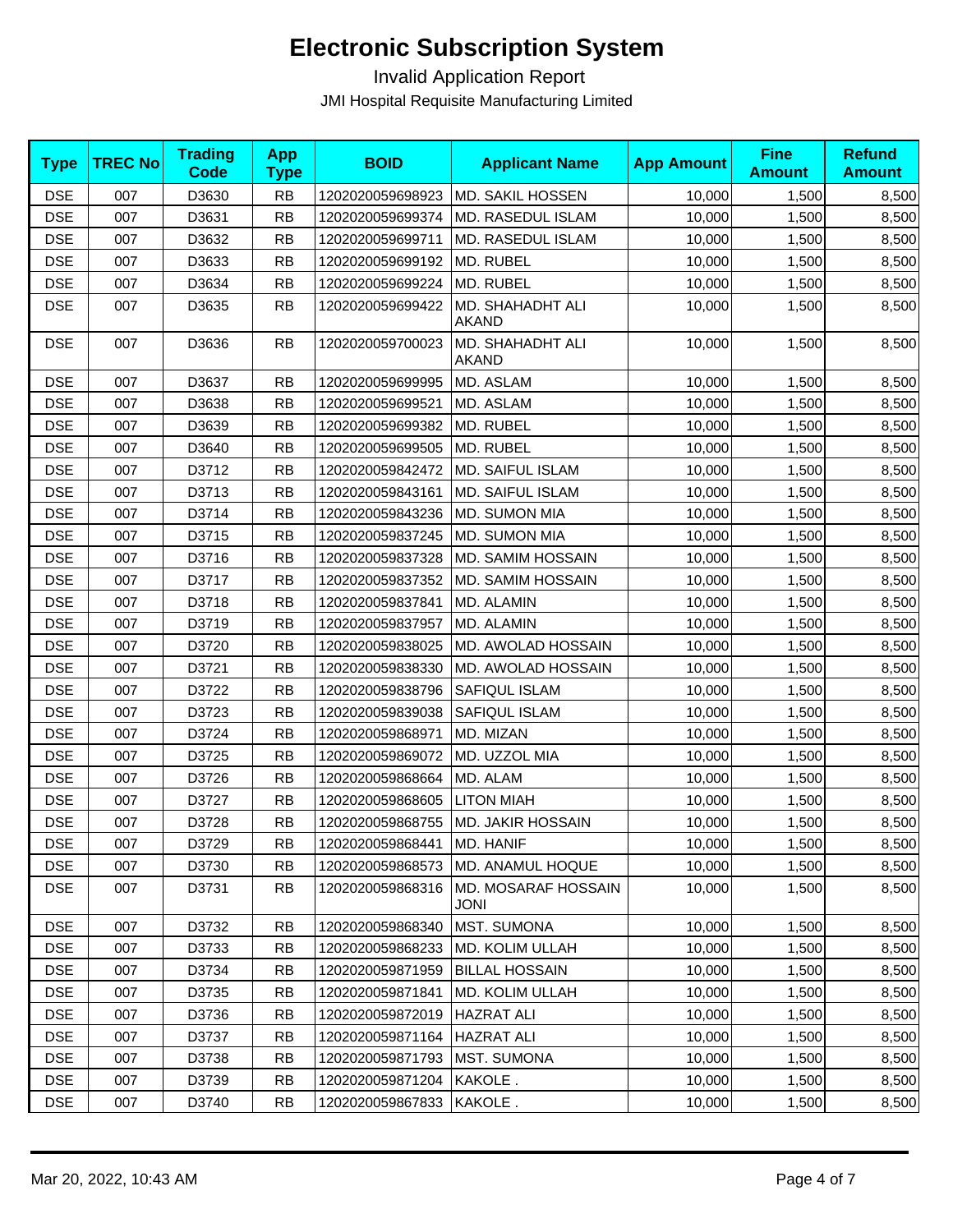# Electronic Subscription System

Invalid Application Report

JMI Hospital Requisite Manufacturing Limited

| Type | TREC No | Trading Code | App Type | BOID | Applicant Name | App Amount | Fine Amount | Refund Amount |
|---|---|---|---|---|---|---|---|---|
| DSE | 007 | D3630 | RB | 1202020059698923 | MD. SAKIL HOSSEN | 10,000 | 1,500 | 8,500 |
| DSE | 007 | D3631 | RB | 1202020059699374 | MD. RASEDUL ISLAM | 10,000 | 1,500 | 8,500 |
| DSE | 007 | D3632 | RB | 1202020059699711 | MD. RASEDUL ISLAM | 10,000 | 1,500 | 8,500 |
| DSE | 007 | D3633 | RB | 1202020059699192 | MD. RUBEL | 10,000 | 1,500 | 8,500 |
| DSE | 007 | D3634 | RB | 1202020059699224 | MD. RUBEL | 10,000 | 1,500 | 8,500 |
| DSE | 007 | D3635 | RB | 1202020059699422 | MD. SHAHADHT ALI AKAND | 10,000 | 1,500 | 8,500 |
| DSE | 007 | D3636 | RB | 1202020059700023 | MD. SHAHADHT ALI AKAND | 10,000 | 1,500 | 8,500 |
| DSE | 007 | D3637 | RB | 1202020059699995 | MD. ASLAM | 10,000 | 1,500 | 8,500 |
| DSE | 007 | D3638 | RB | 1202020059699521 | MD. ASLAM | 10,000 | 1,500 | 8,500 |
| DSE | 007 | D3639 | RB | 1202020059699382 | MD. RUBEL | 10,000 | 1,500 | 8,500 |
| DSE | 007 | D3640 | RB | 1202020059699505 | MD. RUBEL | 10,000 | 1,500 | 8,500 |
| DSE | 007 | D3712 | RB | 1202020059842472 | MD. SAIFUL ISLAM | 10,000 | 1,500 | 8,500 |
| DSE | 007 | D3713 | RB | 1202020059843161 | MD. SAIFUL ISLAM | 10,000 | 1,500 | 8,500 |
| DSE | 007 | D3714 | RB | 1202020059843236 | MD. SUMON MIA | 10,000 | 1,500 | 8,500 |
| DSE | 007 | D3715 | RB | 1202020059837245 | MD. SUMON MIA | 10,000 | 1,500 | 8,500 |
| DSE | 007 | D3716 | RB | 1202020059837328 | MD. SAMIM HOSSAIN | 10,000 | 1,500 | 8,500 |
| DSE | 007 | D3717 | RB | 1202020059837352 | MD. SAMIM HOSSAIN | 10,000 | 1,500 | 8,500 |
| DSE | 007 | D3718 | RB | 1202020059837841 | MD. ALAMIN | 10,000 | 1,500 | 8,500 |
| DSE | 007 | D3719 | RB | 1202020059837957 | MD. ALAMIN | 10,000 | 1,500 | 8,500 |
| DSE | 007 | D3720 | RB | 1202020059838025 | MD. AWOLAD HOSSAIN | 10,000 | 1,500 | 8,500 |
| DSE | 007 | D3721 | RB | 1202020059838330 | MD. AWOLAD HOSSAIN | 10,000 | 1,500 | 8,500 |
| DSE | 007 | D3722 | RB | 1202020059838796 | SAFIQUL ISLAM | 10,000 | 1,500 | 8,500 |
| DSE | 007 | D3723 | RB | 1202020059839038 | SAFIQUL ISLAM | 10,000 | 1,500 | 8,500 |
| DSE | 007 | D3724 | RB | 1202020059868971 | MD. MIZAN | 10,000 | 1,500 | 8,500 |
| DSE | 007 | D3725 | RB | 1202020059869072 | MD. UZZOL MIA | 10,000 | 1,500 | 8,500 |
| DSE | 007 | D3726 | RB | 1202020059868664 | MD. ALAM | 10,000 | 1,500 | 8,500 |
| DSE | 007 | D3727 | RB | 1202020059868605 | LITON MIAH | 10,000 | 1,500 | 8,500 |
| DSE | 007 | D3728 | RB | 1202020059868755 | MD. JAKIR HOSSAIN | 10,000 | 1,500 | 8,500 |
| DSE | 007 | D3729 | RB | 1202020059868441 | MD. HANIF | 10,000 | 1,500 | 8,500 |
| DSE | 007 | D3730 | RB | 1202020059868573 | MD. ANAMUL HOQUE | 10,000 | 1,500 | 8,500 |
| DSE | 007 | D3731 | RB | 1202020059868316 | MD. MOSARAF HOSSAIN JONI | 10,000 | 1,500 | 8,500 |
| DSE | 007 | D3732 | RB | 1202020059868340 | MST. SUMONA | 10,000 | 1,500 | 8,500 |
| DSE | 007 | D3733 | RB | 1202020059868233 | MD. KOLIM ULLAH | 10,000 | 1,500 | 8,500 |
| DSE | 007 | D3734 | RB | 1202020059871959 | BILLAL HOSSAIN | 10,000 | 1,500 | 8,500 |
| DSE | 007 | D3735 | RB | 1202020059871841 | MD. KOLIM ULLAH | 10,000 | 1,500 | 8,500 |
| DSE | 007 | D3736 | RB | 1202020059872019 | HAZRAT ALI | 10,000 | 1,500 | 8,500 |
| DSE | 007 | D3737 | RB | 1202020059871164 | HAZRAT ALI | 10,000 | 1,500 | 8,500 |
| DSE | 007 | D3738 | RB | 1202020059871793 | MST. SUMONA | 10,000 | 1,500 | 8,500 |
| DSE | 007 | D3739 | RB | 1202020059871204 | KAKOLE . | 10,000 | 1,500 | 8,500 |
| DSE | 007 | D3740 | RB | 1202020059867833 | KAKOLE . | 10,000 | 1,500 | 8,500 |

Mar 20, 2022, 10:43 AM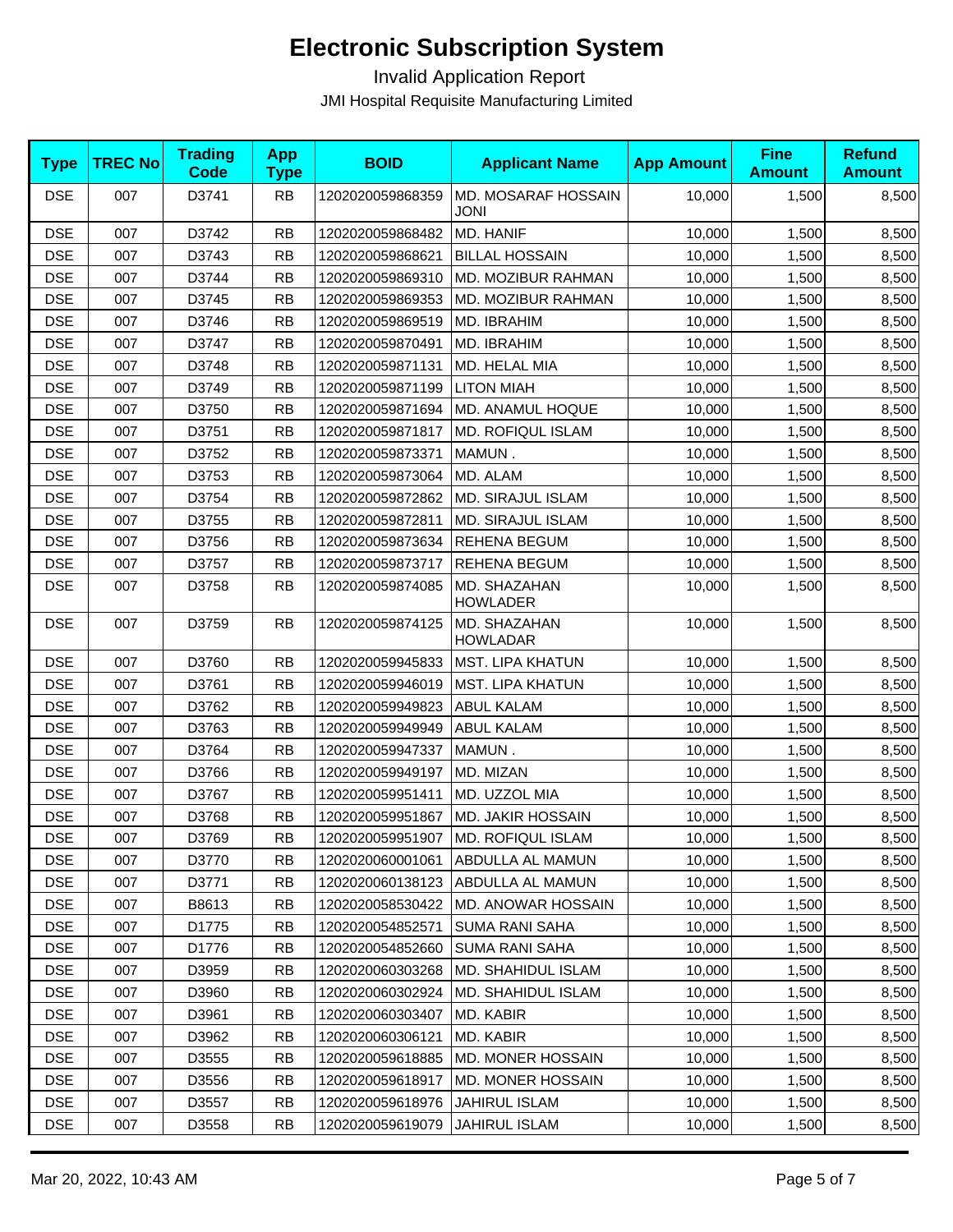# Electronic Subscription System

Invalid Application Report

JMI Hospital Requisite Manufacturing Limited

| Type | TREC No | Trading Code | App Type | BOID | Applicant Name | App Amount | Fine Amount | Refund Amount |
|---|---|---|---|---|---|---|---|---|
| DSE | 007 | D3741 | RB | 1202020059868359 | MD. MOSARAF HOSSAIN JONI | 10,000 | 1,500 | 8,500 |
| DSE | 007 | D3742 | RB | 1202020059868482 | MD. HANIF | 10,000 | 1,500 | 8,500 |
| DSE | 007 | D3743 | RB | 1202020059868621 | BILLAL HOSSAIN | 10,000 | 1,500 | 8,500 |
| DSE | 007 | D3744 | RB | 1202020059869310 | MD. MOZIBUR RAHMAN | 10,000 | 1,500 | 8,500 |
| DSE | 007 | D3745 | RB | 1202020059869353 | MD. MOZIBUR RAHMAN | 10,000 | 1,500 | 8,500 |
| DSE | 007 | D3746 | RB | 1202020059869519 | MD. IBRAHIM | 10,000 | 1,500 | 8,500 |
| DSE | 007 | D3747 | RB | 1202020059870491 | MD. IBRAHIM | 10,000 | 1,500 | 8,500 |
| DSE | 007 | D3748 | RB | 1202020059871131 | MD. HELAL MIA | 10,000 | 1,500 | 8,500 |
| DSE | 007 | D3749 | RB | 1202020059871199 | LITON MIAH | 10,000 | 1,500 | 8,500 |
| DSE | 007 | D3750 | RB | 1202020059871694 | MD. ANAMUL HOQUE | 10,000 | 1,500 | 8,500 |
| DSE | 007 | D3751 | RB | 1202020059871817 | MD. ROFIQUL ISLAM | 10,000 | 1,500 | 8,500 |
| DSE | 007 | D3752 | RB | 1202020059873371 | MAMUN . | 10,000 | 1,500 | 8,500 |
| DSE | 007 | D3753 | RB | 1202020059873064 | MD. ALAM | 10,000 | 1,500 | 8,500 |
| DSE | 007 | D3754 | RB | 1202020059872862 | MD. SIRAJUL ISLAM | 10,000 | 1,500 | 8,500 |
| DSE | 007 | D3755 | RB | 1202020059872811 | MD. SIRAJUL ISLAM | 10,000 | 1,500 | 8,500 |
| DSE | 007 | D3756 | RB | 1202020059873634 | REHENA BEGUM | 10,000 | 1,500 | 8,500 |
| DSE | 007 | D3757 | RB | 1202020059873717 | REHENA BEGUM | 10,000 | 1,500 | 8,500 |
| DSE | 007 | D3758 | RB | 1202020059874085 | MD. SHAZAHAN HOWLADER | 10,000 | 1,500 | 8,500 |
| DSE | 007 | D3759 | RB | 1202020059874125 | MD. SHAZAHAN HOWLADAR | 10,000 | 1,500 | 8,500 |
| DSE | 007 | D3760 | RB | 1202020059945833 | MST. LIPA KHATUN | 10,000 | 1,500 | 8,500 |
| DSE | 007 | D3761 | RB | 1202020059946019 | MST. LIPA KHATUN | 10,000 | 1,500 | 8,500 |
| DSE | 007 | D3762 | RB | 1202020059949823 | ABUL KALAM | 10,000 | 1,500 | 8,500 |
| DSE | 007 | D3763 | RB | 1202020059949949 | ABUL KALAM | 10,000 | 1,500 | 8,500 |
| DSE | 007 | D3764 | RB | 1202020059947337 | MAMUN . | 10,000 | 1,500 | 8,500 |
| DSE | 007 | D3766 | RB | 1202020059949197 | MD. MIZAN | 10,000 | 1,500 | 8,500 |
| DSE | 007 | D3767 | RB | 1202020059951411 | MD. UZZOL MIA | 10,000 | 1,500 | 8,500 |
| DSE | 007 | D3768 | RB | 1202020059951867 | MD. JAKIR HOSSAIN | 10,000 | 1,500 | 8,500 |
| DSE | 007 | D3769 | RB | 1202020059951907 | MD. ROFIQUL ISLAM | 10,000 | 1,500 | 8,500 |
| DSE | 007 | D3770 | RB | 1202020060001061 | ABDULLA AL MAMUN | 10,000 | 1,500 | 8,500 |
| DSE | 007 | D3771 | RB | 1202020060138123 | ABDULLA AL MAMUN | 10,000 | 1,500 | 8,500 |
| DSE | 007 | B8613 | RB | 1202020058530422 | MD. ANOWAR HOSSAIN | 10,000 | 1,500 | 8,500 |
| DSE | 007 | D1775 | RB | 1202020054852571 | SUMA RANI SAHA | 10,000 | 1,500 | 8,500 |
| DSE | 007 | D1776 | RB | 1202020054852660 | SUMA RANI SAHA | 10,000 | 1,500 | 8,500 |
| DSE | 007 | D3959 | RB | 1202020060303268 | MD. SHAHIDUL ISLAM | 10,000 | 1,500 | 8,500 |
| DSE | 007 | D3960 | RB | 1202020060302924 | MD. SHAHIDUL ISLAM | 10,000 | 1,500 | 8,500 |
| DSE | 007 | D3961 | RB | 1202020060303407 | MD. KABIR | 10,000 | 1,500 | 8,500 |
| DSE | 007 | D3962 | RB | 1202020060306121 | MD. KABIR | 10,000 | 1,500 | 8,500 |
| DSE | 007 | D3555 | RB | 1202020059618885 | MD. MONER HOSSAIN | 10,000 | 1,500 | 8,500 |
| DSE | 007 | D3556 | RB | 1202020059618917 | MD. MONER HOSSAIN | 10,000 | 1,500 | 8,500 |
| DSE | 007 | D3557 | RB | 1202020059618976 | JAHIRUL ISLAM | 10,000 | 1,500 | 8,500 |
| DSE | 007 | D3558 | RB | 1202020059619079 | JAHIRUL ISLAM | 10,000 | 1,500 | 8,500 |

Mar 20, 2022, 10:43 AM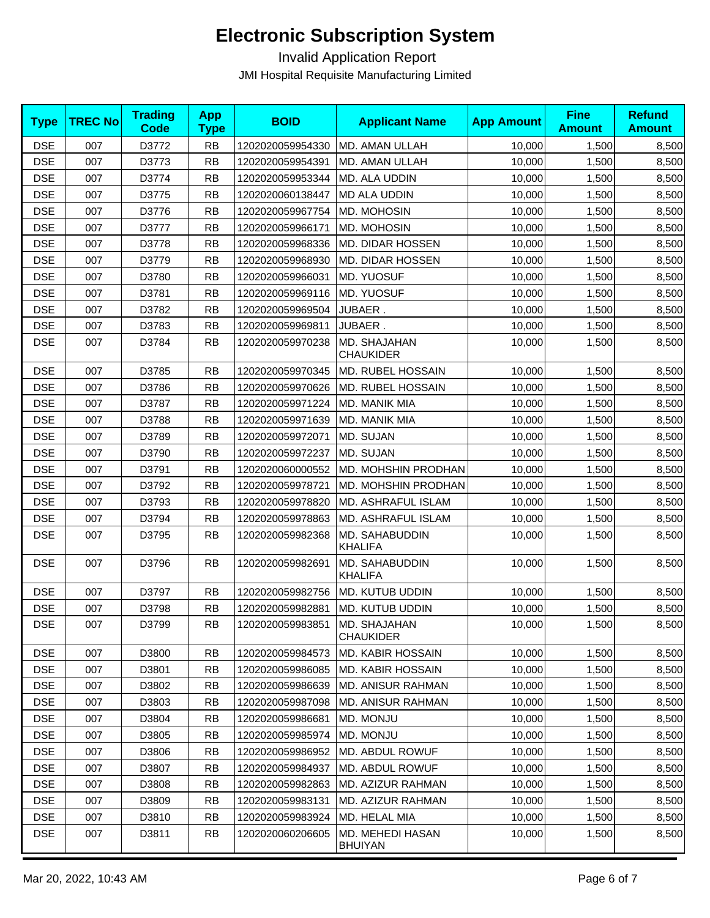# Electronic Subscription System

Invalid Application Report

JMI Hospital Requisite Manufacturing Limited

| Type | TREC No | Trading Code | App Type | BOID | Applicant Name | App Amount | Fine Amount | Refund Amount |
|---|---|---|---|---|---|---|---|---|
| DSE | 007 | D3772 | RB | 1202020059954330 | MD. AMAN ULLAH | 10,000 | 1,500 | 8,500 |
| DSE | 007 | D3773 | RB | 1202020059954391 | MD. AMAN ULLAH | 10,000 | 1,500 | 8,500 |
| DSE | 007 | D3774 | RB | 1202020059953344 | MD. ALA UDDIN | 10,000 | 1,500 | 8,500 |
| DSE | 007 | D3775 | RB | 1202020060138447 | MD ALA UDDIN | 10,000 | 1,500 | 8,500 |
| DSE | 007 | D3776 | RB | 1202020059967754 | MD. MOHOSIN | 10,000 | 1,500 | 8,500 |
| DSE | 007 | D3777 | RB | 1202020059966171 | MD. MOHOSIN | 10,000 | 1,500 | 8,500 |
| DSE | 007 | D3778 | RB | 1202020059968336 | MD. DIDAR HOSSEN | 10,000 | 1,500 | 8,500 |
| DSE | 007 | D3779 | RB | 1202020059968930 | MD. DIDAR HOSSEN | 10,000 | 1,500 | 8,500 |
| DSE | 007 | D3780 | RB | 1202020059966031 | MD. YUOSUF | 10,000 | 1,500 | 8,500 |
| DSE | 007 | D3781 | RB | 1202020059969116 | MD. YUOSUF | 10,000 | 1,500 | 8,500 |
| DSE | 007 | D3782 | RB | 1202020059969504 | JUBAER . | 10,000 | 1,500 | 8,500 |
| DSE | 007 | D3783 | RB | 1202020059969811 | JUBAER . | 10,000 | 1,500 | 8,500 |
| DSE | 007 | D3784 | RB | 1202020059970238 | MD. SHAJAHAN CHAUKIDER | 10,000 | 1,500 | 8,500 |
| DSE | 007 | D3785 | RB | 1202020059970345 | MD. RUBEL HOSSAIN | 10,000 | 1,500 | 8,500 |
| DSE | 007 | D3786 | RB | 1202020059970626 | MD. RUBEL HOSSAIN | 10,000 | 1,500 | 8,500 |
| DSE | 007 | D3787 | RB | 1202020059971224 | MD. MANIK MIA | 10,000 | 1,500 | 8,500 |
| DSE | 007 | D3788 | RB | 1202020059971639 | MD. MANIK MIA | 10,000 | 1,500 | 8,500 |
| DSE | 007 | D3789 | RB | 1202020059972071 | MD. SUJAN | 10,000 | 1,500 | 8,500 |
| DSE | 007 | D3790 | RB | 1202020059972237 | MD. SUJAN | 10,000 | 1,500 | 8,500 |
| DSE | 007 | D3791 | RB | 1202020060000552 | MD. MOHSHIN PRODHAN | 10,000 | 1,500 | 8,500 |
| DSE | 007 | D3792 | RB | 1202020059978721 | MD. MOHSHIN PRODHAN | 10,000 | 1,500 | 8,500 |
| DSE | 007 | D3793 | RB | 1202020059978820 | MD. ASHRAFUL ISLAM | 10,000 | 1,500 | 8,500 |
| DSE | 007 | D3794 | RB | 1202020059978863 | MD. ASHRAFUL ISLAM | 10,000 | 1,500 | 8,500 |
| DSE | 007 | D3795 | RB | 1202020059982368 | MD. SAHABUDDIN KHALIFA | 10,000 | 1,500 | 8,500 |
| DSE | 007 | D3796 | RB | 1202020059982691 | MD. SAHABUDDIN KHALIFA | 10,000 | 1,500 | 8,500 |
| DSE | 007 | D3797 | RB | 1202020059982756 | MD. KUTUB UDDIN | 10,000 | 1,500 | 8,500 |
| DSE | 007 | D3798 | RB | 1202020059982881 | MD. KUTUB UDDIN | 10,000 | 1,500 | 8,500 |
| DSE | 007 | D3799 | RB | 1202020059983851 | MD. SHAJAHAN CHAUKIDER | 10,000 | 1,500 | 8,500 |
| DSE | 007 | D3800 | RB | 1202020059984573 | MD. KABIR HOSSAIN | 10,000 | 1,500 | 8,500 |
| DSE | 007 | D3801 | RB | 1202020059986085 | MD. KABIR HOSSAIN | 10,000 | 1,500 | 8,500 |
| DSE | 007 | D3802 | RB | 1202020059986639 | MD. ANISUR RAHMAN | 10,000 | 1,500 | 8,500 |
| DSE | 007 | D3803 | RB | 1202020059987098 | MD. ANISUR RAHMAN | 10,000 | 1,500 | 8,500 |
| DSE | 007 | D3804 | RB | 1202020059986681 | MD. MONJU | 10,000 | 1,500 | 8,500 |
| DSE | 007 | D3805 | RB | 1202020059985974 | MD. MONJU | 10,000 | 1,500 | 8,500 |
| DSE | 007 | D3806 | RB | 1202020059986952 | MD. ABDUL ROWUF | 10,000 | 1,500 | 8,500 |
| DSE | 007 | D3807 | RB | 1202020059984937 | MD. ABDUL ROWUF | 10,000 | 1,500 | 8,500 |
| DSE | 007 | D3808 | RB | 1202020059982863 | MD. AZIZUR RAHMAN | 10,000 | 1,500 | 8,500 |
| DSE | 007 | D3809 | RB | 1202020059983131 | MD. AZIZUR RAHMAN | 10,000 | 1,500 | 8,500 |
| DSE | 007 | D3810 | RB | 1202020059983924 | MD. HELAL MIA | 10,000 | 1,500 | 8,500 |
| DSE | 007 | D3811 | RB | 1202020060206605 | MD. MEHEDI HASAN BHUIYAN | 10,000 | 1,500 | 8,500 |

Mar 20, 2022, 10:43 AM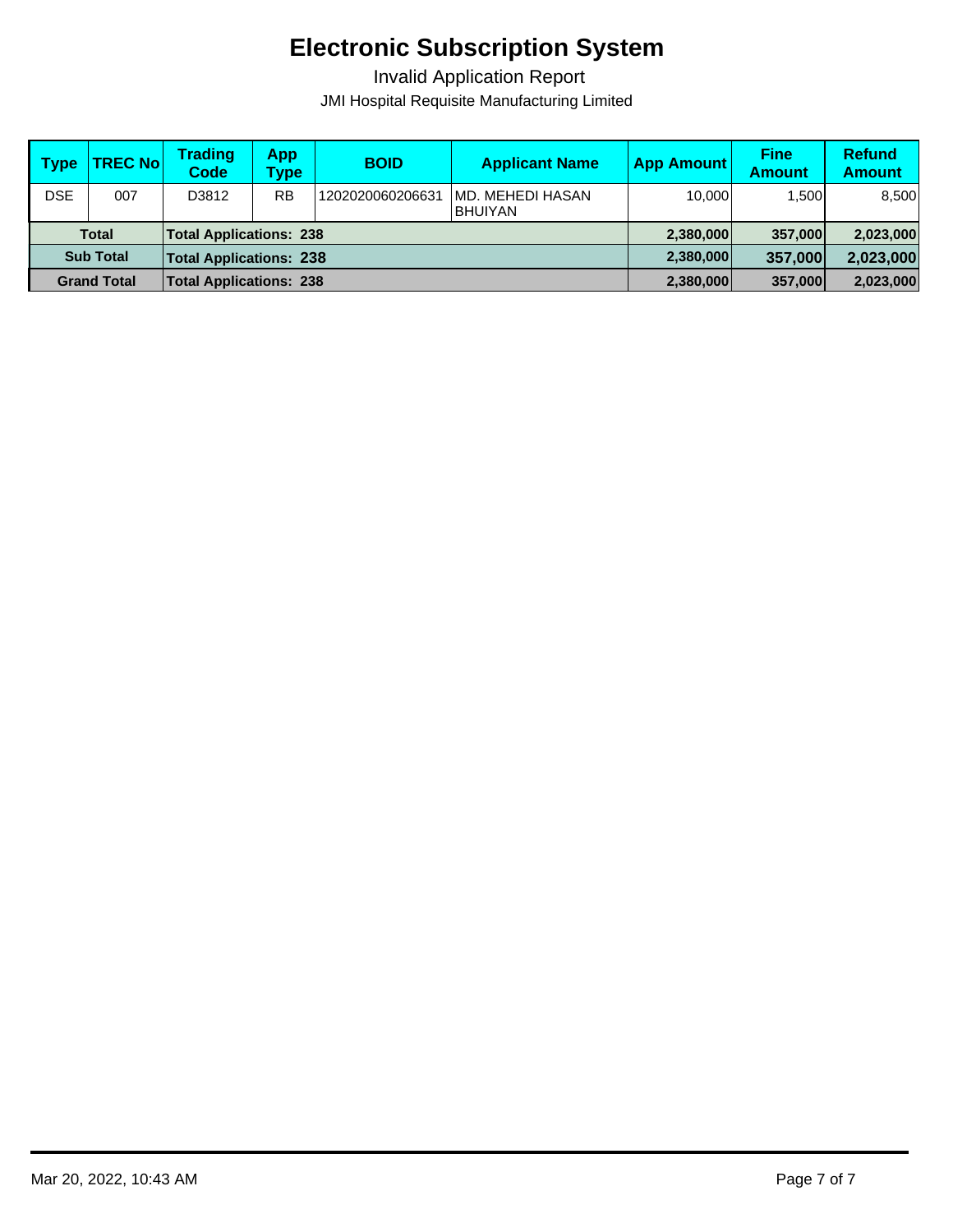# Electronic Subscription System

Invalid Application Report

JMI Hospital Requisite Manufacturing Limited

| Type | TREC No | Trading Code | App Type | BOID | Applicant Name | App Amount | Fine Amount | Refund Amount |
|---|---|---|---|---|---|---|---|---|
| DSE | 007 | D3812 | RB | 1202020060206631 | MD. MEHEDI HASAN BHUIYAN | 10,000 | 1,500 | 8,500 |
| **Total** | | **Total Applications: 238** | | | | **2,380,000** | **357,000** | **2,023,000** |
| **Sub Total** | | **Total Applications: 238** | | | | **2,380,000** | **357,000** | **2,023,000** |
| **Grand Total** | | **Total Applications: 238** | | | | **2,380,000** | **357,000** | **2,023,000** |

Mar 20, 2022, 10:43 AM